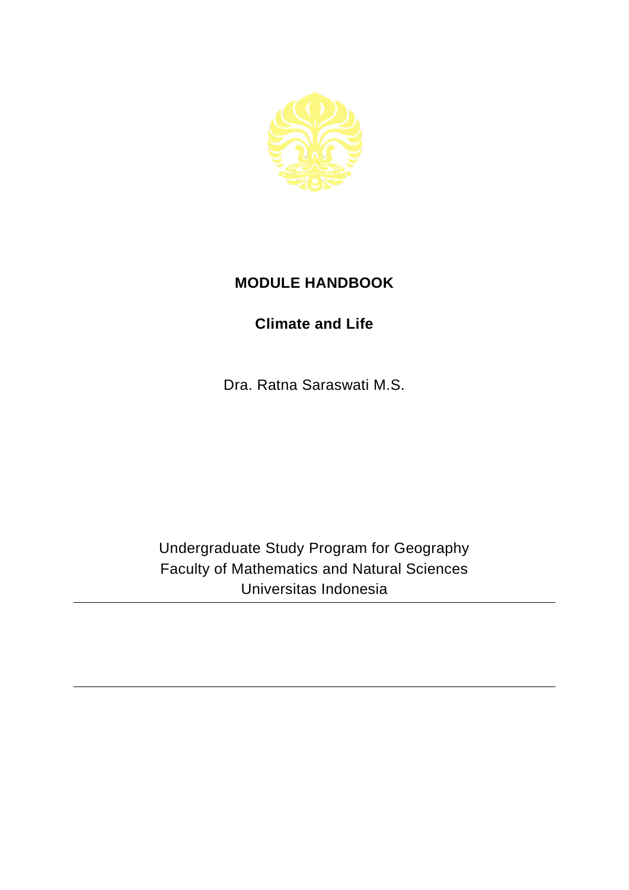# MODULE HANDBOOK

## Climate and Life

Dra. Ratna Saraswati M.S.

Undergraduate Study Program for Geography
Faculty of Mathematics and Natural Sciences
Universitas Indonesia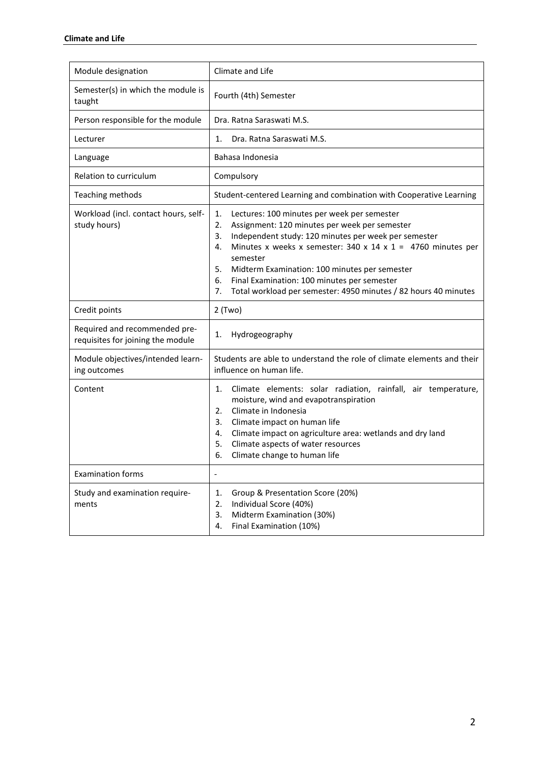| Module designation | Climate and Life |
|---|---|
| Semester(s) in which the module is taught | Fourth (4th) Semester |
| Person responsible for the module | Dra. Ratna Saraswati M.S. |
| Lecturer | 1. Dra. Ratna Saraswati M.S. |
| Language | Bahasa Indonesia |
| Relation to curriculum | Compulsory |
| Teaching methods | Student-centered Learning and combination with Cooperative Learning |
| Workload (incl. contact hours, self-study hours) | 1. Lectures: 100 minutes per week per semester<br>2. Assignment: 120 minutes per week per semester<br>3. Independent study: 120 minutes per week per semester<br>4. Minutes x weeks x semester: 340 x 14 x 1 = 4760 minutes per semester<br>5. Midterm Examination: 100 minutes per semester<br>6. Final Examination: 100 minutes per semester<br>7. Total workload per semester: 4950 minutes / 82 hours 40 minutes |
| Credit points | 2 (Two) |
| Required and recommended pre-requisites for joining the module | 1. Hydrogeography |
| Module objectives/intended learning outcomes | Students are able to understand the role of climate elements and their influence on human life. |
| Content | 1. Climate elements: solar radiation, rainfall, air temperature, moisture, wind and evapotranspiration<br>2. Climate in Indonesia<br>3. Climate impact on human life<br>4. Climate impact on agriculture area: wetlands and dry land<br>5. Climate aspects of water resources<br>6. Climate change to human life |
| Examination forms | - |
| Study and examination requirements | 1. Group & Presentation Score (20%)<br>2. Individual Score (40%)<br>3. Midterm Examination (30%)<br>4. Final Examination (10%) |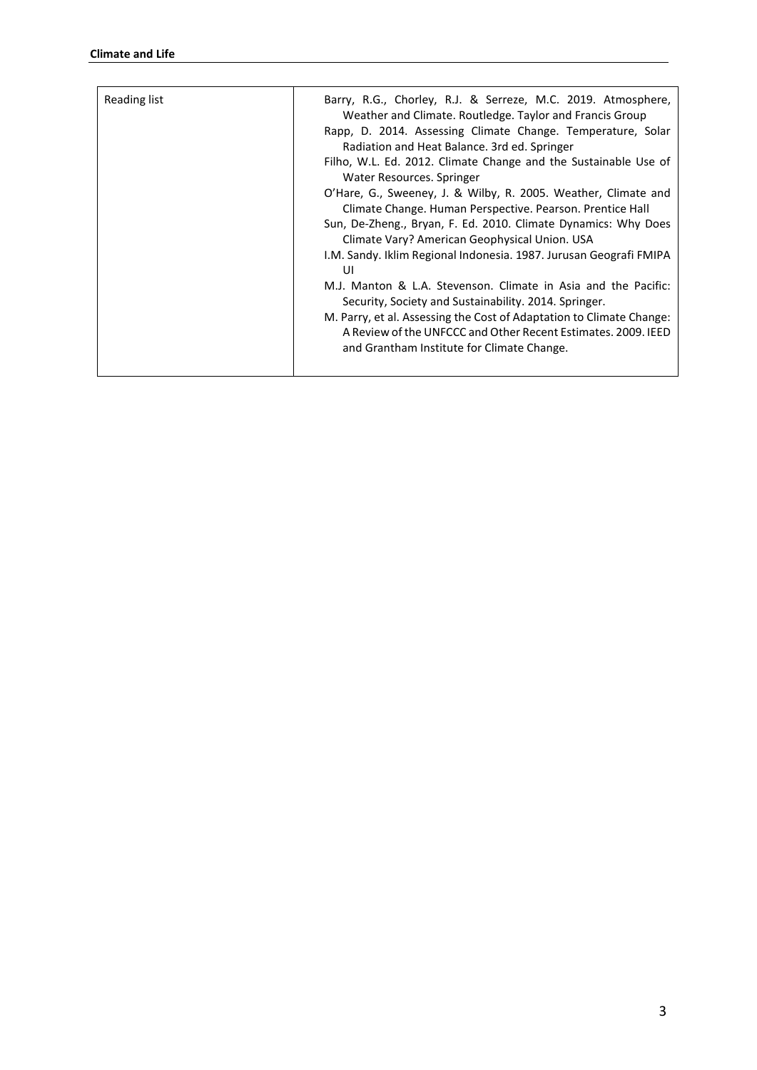| | |
|---|---|
| Reading list | Barry, R.G., Chorley, R.J. & Serreze, M.C. 2019. Atmosphere, Weather and Climate. Routledge. Taylor and Francis Group<br>Rapp, D. 2014. Assessing Climate Change. Temperature, Solar Radiation and Heat Balance. 3rd ed. Springer<br>Filho, W.L. Ed. 2012. Climate Change and the Sustainable Use of Water Resources. Springer<br>O'Hare, G., Sweeney, J. & Wilby, R. 2005. Weather, Climate and Climate Change. Human Perspective. Pearson. Prentice Hall<br>Sun, De-Zheng., Bryan, F. Ed. 2010. Climate Dynamics: Why Does Climate Vary? American Geophysical Union. USA<br>I.M. Sandy. Iklim Regional Indonesia. 1987. Jurusan Geografi FMIPA UI<br>M.J. Manton & L.A. Stevenson. Climate in Asia and the Pacific: Security, Society and Sustainability. 2014. Springer.<br>M. Parry, et al. Assessing the Cost of Adaptation to Climate Change: A Review of the UNFCCC and Other Recent Estimates. 2009. IEED and Grantham Institute for Climate Change. |